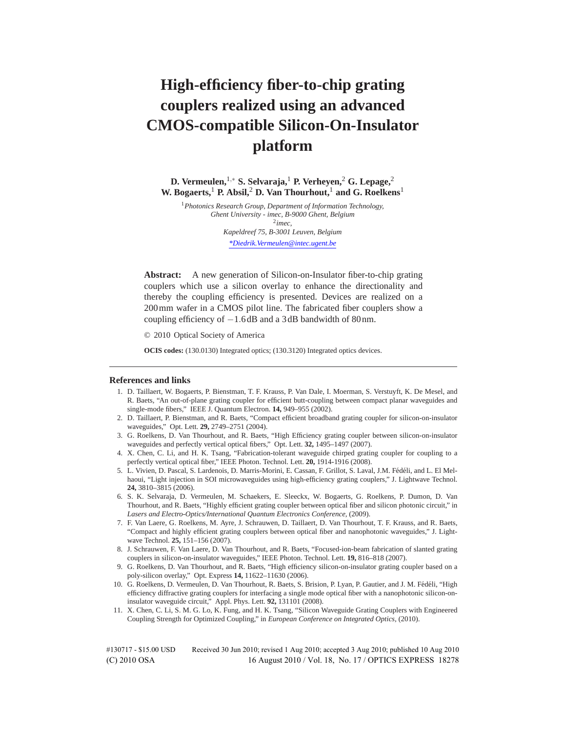# High-efficiency fiber-to-chip grating couplers realized using an advanced CMOS-compatible Silicon-On-Insulator platform

**D. Vermeulen,[1,*] S. Selvaraja,[1] P. Verheyen,[2] G. Lepage,[2] W. Bogaerts,[1] P. Absil,[2] D. Van Thourhout,[1] and G. Roelkens[1]**

[1] *Photonics Research Group, Department of Information Technology, Ghent University - imec, B-9000 Ghent, Belgium*

[2] *imec, Kapeldreef 75, B-3001 Leuven, Belgium*

*\*Diedrik.Vermeulen@intec.ugent.be*

**Abstract:** A new generation of Silicon-on-Insulator fiber-to-chip grating couplers which use a silicon overlay to enhance the directionality and thereby the coupling efficiency is presented. Devices are realized on a 200 mm wafer in a CMOS pilot line. The fabricated fiber couplers show a coupling efficiency of −1.6 dB and a 3 dB bandwidth of 80 nm.

© 2010 Optical Society of America

**OCIS codes:** (130.0130) Integrated optics; (130.3120) Integrated optics devices.

## References and links

1. D. Taillaert, W. Bogaerts, P. Bienstman, T. F. Krauss, P. Van Dale, I. Moerman, S. Verstuyft, K. De Mesel, and R. Baets, "An out-of-plane grating coupler for efficient butt-coupling between compact planar waveguides and single-mode fibers," IEEE J. Quantum Electron. **14,** 949–955 (2002).
2. D. Taillaert, P. Bienstman, and R. Baets, "Compact efficient broadband grating coupler for silicon-on-insulator waveguides," Opt. Lett. **29,** 2749–2751 (2004).
3. G. Roelkens, D. Van Thourhout, and R. Baets, "High Efficiency grating coupler between silicon-on-insulator waveguides and perfectly vertical optical fibers," Opt. Lett. **32,** 1495–1497 (2007).
4. X. Chen, C. Li, and H. K. Tsang, "Fabrication-tolerant waveguide chirped grating coupler for coupling to a perfectly vertical optical fiber," IEEE Photon. Technol. Lett. **20,** 1914-1916 (2008).
5. L. Vivien, D. Pascal, S. Lardenois, D. Marris-Morini, E. Cassan, F. Grillot, S. Laval, J.M. Fédéli, and L. El Melhaoui, "Light injection in SOI microwaveguides using high-efficiency grating couplers," J. Lightwave Technol. **24,** 3810–3815 (2006).
6. S. K. Selvaraja, D. Vermeulen, M. Schaekers, E. Sleeckx, W. Bogaerts, G. Roelkens, P. Dumon, D. Van Thourhout, and R. Baets, "Highly efficient grating coupler between optical fiber and silicon photonic circuit," in *Lasers and Electro-Optics/International Quantum Electronics Conference,* (2009).
7. F. Van Laere, G. Roelkens, M. Ayre, J. Schrauwen, D. Taillaert, D. Van Thourhout, T. F. Krauss, and R. Baets, "Compact and highly efficient grating couplers between optical fiber and nanophotonic waveguides," J. Lightwave Technol. **25,** 151–156 (2007).
8. J. Schrauwen, F. Van Laere, D. Van Thourhout, and R. Baets, "Focused-ion-beam fabrication of slanted grating couplers in silicon-on-insulator waveguides," IEEE Photon. Technol. Lett. **19,** 816–818 (2007).
9. G. Roelkens, D. Van Thourhout, and R. Baets, "High efficiency silicon-on-insulator grating coupler based on a poly-silicon overlay," Opt. Express **14,** 11622–11630 (2006).
10. G. Roelkens, D. Vermeulen, D. Van Thourhout, R. Baets, S. Brision, P. Lyan, P. Gautier, and J. M. Fédéli, "High efficiency diffractive grating couplers for interfacing a single mode optical fiber with a nanophotonic silicon-on-insulator waveguide circuit," Appl. Phys. Lett. **92,** 131101 (2008).
11. X. Chen, C. Li, S. M. G. Lo, K. Fung, and H. K. Tsang, "Silicon Waveguide Grating Couplers with Engineered Coupling Strength for Optimized Coupling," in *European Conference on Integrated Optics,* (2010).

#130717 - $15.00 USD Received 30 Jun 2010; revised 1 Aug 2010; accepted 3 Aug 2010; published 10 Aug 2010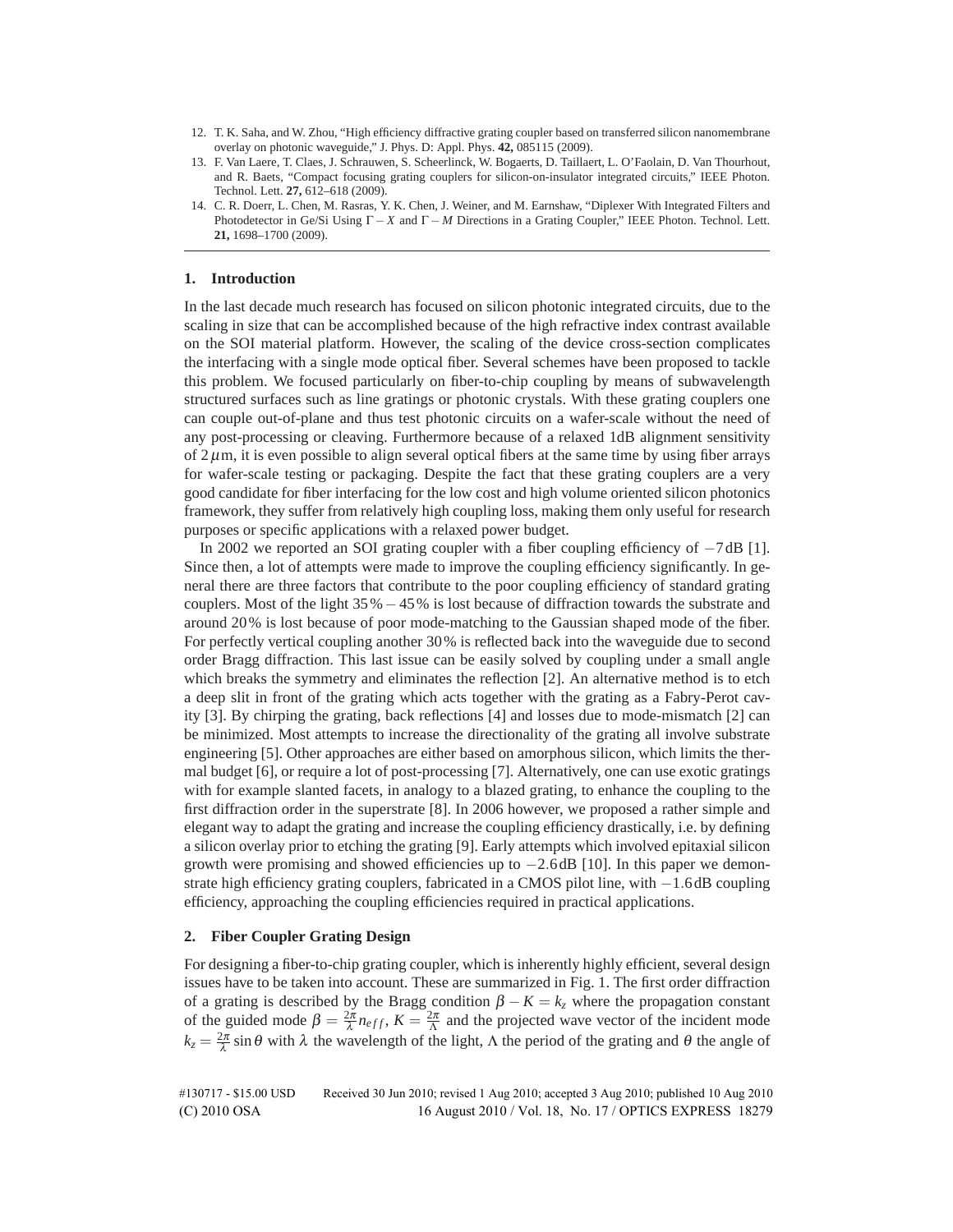12. T. K. Saha, and W. Zhou, "High efficiency diffractive grating coupler based on transferred silicon nanomembrane overlay on photonic waveguide," J. Phys. D: Appl. Phys. **42,** 085115 (2009).
13. F. Van Laere, T. Claes, J. Schrauwen, S. Scheerlinck, W. Bogaerts, D. Taillaert, L. O'Faolain, D. Van Thourhout, and R. Baets, "Compact focusing grating couplers for silicon-on-insulator integrated circuits," IEEE Photon. Technol. Lett. **27,** 612–618 (2009).
14. C. R. Doerr, L. Chen, M. Rasras, Y. K. Chen, J. Weiner, and M. Earnshaw, "Diplexer With Integrated Filters and Photodetector in Ge/Si Using $\Gamma - X$ and $\Gamma - M$ Directions in a Grating Coupler," IEEE Photon. Technol. Lett. **21,** 1698–1700 (2009).

## 1. Introduction

In the last decade much research has focused on silicon photonic integrated circuits, due to the scaling in size that can be accomplished because of the high refractive index contrast available on the SOI material platform. However, the scaling of the device cross-section complicates the interfacing with a single mode optical fiber. Several schemes have been proposed to tackle this problem. We focused particularly on fiber-to-chip coupling by means of subwavelength structured surfaces such as line gratings or photonic crystals. With these grating couplers one can couple out-of-plane and thus test photonic circuits on a wafer-scale without the need of any post-processing or cleaving. Furthermore because of a relaxed 1dB alignment sensitivity of $2\,\mu$m, it is even possible to align several optical fibers at the same time by using fiber arrays for wafer-scale testing or packaging. Despite the fact that these grating couplers are a very good candidate for fiber interfacing for the low cost and high volume oriented silicon photonics framework, they suffer from relatively high coupling loss, making them only useful for research purposes or specific applications with a relaxed power budget.

In 2002 we reported an SOI grating coupler with a fiber coupling efficiency of $-7$ dB [1]. Since then, a lot of attempts were made to improve the coupling efficiency significantly. In general there are three factors that contribute to the poor coupling efficiency of standard grating couplers. Most of the light $35\% - 45\%$ is lost because of diffraction towards the substrate and around $20\%$ is lost because of poor mode-matching to the Gaussian shaped mode of the fiber. For perfectly vertical coupling another $30\%$ is reflected back into the waveguide due to second order Bragg diffraction. This last issue can be easily solved by coupling under a small angle which breaks the symmetry and eliminates the reflection [2]. An alternative method is to etch a deep slit in front of the grating which acts together with the grating as a Fabry-Perot cavity [3]. By chirping the grating, back reflections [4] and losses due to mode-mismatch [2] can be minimized. Most attempts to increase the directionality of the grating all involve substrate engineering [5]. Other approaches are either based on amorphous silicon, which limits the thermal budget [6], or require a lot of post-processing [7]. Alternatively, one can use exotic gratings with for example slanted facets, in analogy to a blazed grating, to enhance the coupling to the first diffraction order in the superstrate [8]. In 2006 however, we proposed a rather simple and elegant way to adapt the grating and increase the coupling efficiency drastically, i.e. by defining a silicon overlay prior to etching the grating [9]. Early attempts which involved epitaxial silicon growth were promising and showed efficiencies up to $-2.6$ dB [10]. In this paper we demonstrate high efficiency grating couplers, fabricated in a CMOS pilot line, with $-1.6$ dB coupling efficiency, approaching the coupling efficiencies required in practical applications.

## 2. Fiber Coupler Grating Design

For designing a fiber-to-chip grating coupler, which is inherently highly efficient, several design issues have to be taken into account. These are summarized in Fig. 1. The first order diffraction of a grating is described by the Bragg condition $\beta - K = k_z$ where the propagation constant of the guided mode $\beta = \frac{2\pi}{\lambda} n_{eff}$, $K = \frac{2\pi}{\Lambda}$ and the projected wave vector of the incident mode $k_z = \frac{2\pi}{\lambda} \sin\theta$ with $\lambda$ the wavelength of the light, $\Lambda$ the period of the grating and $\theta$ the angle of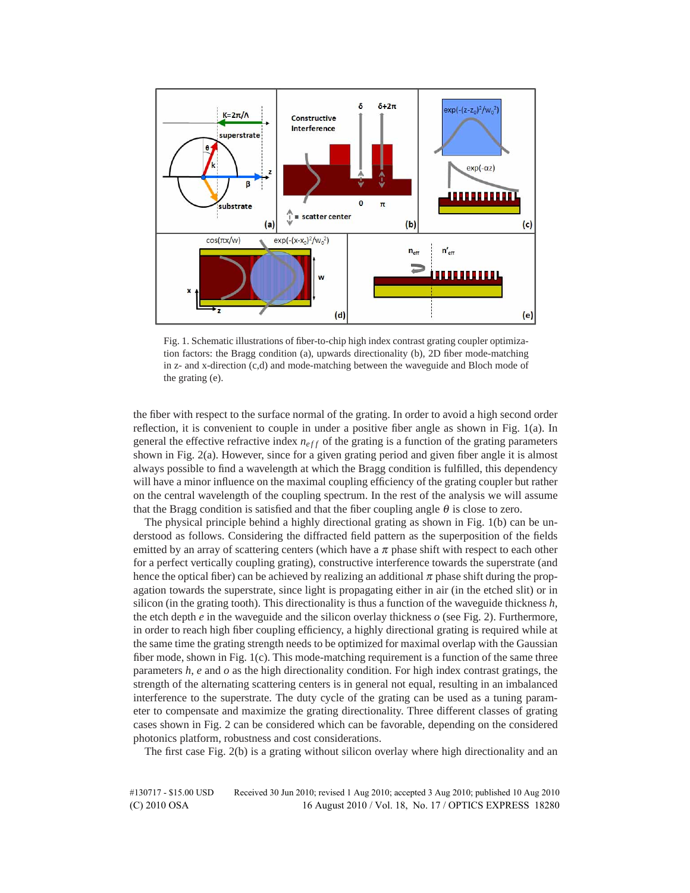Fig. 1. Schematic illustrations of fiber-to-chip high index contrast grating coupler optimization factors: the Bragg condition (a), upwards directionality (b), 2D fiber mode-matching in z- and x-direction (c,d) and mode-matching between the waveguide and Bloch mode of the grating (e).

the fiber with respect to the surface normal of the grating. In order to avoid a high second order reflection, it is convenient to couple in under a positive fiber angle as shown in Fig. 1(a). In general the effective refractive index $n_{eff}$ of the grating is a function of the grating parameters shown in Fig. 2(a). However, since for a given grating period and given fiber angle it is almost always possible to find a wavelength at which the Bragg condition is fulfilled, this dependency will have a minor influence on the maximal coupling efficiency of the grating coupler but rather on the central wavelength of the coupling spectrum. In the rest of the analysis we will assume that the Bragg condition is satisfied and that the fiber coupling angle $\theta$ is close to zero.

The physical principle behind a highly directional grating as shown in Fig. 1(b) can be understood as follows. Considering the diffracted field pattern as the superposition of the fields emitted by an array of scattering centers (which have a $\pi$ phase shift with respect to each other for a perfect vertically coupling grating), constructive interference towards the superstrate (and hence the optical fiber) can be achieved by realizing an additional $\pi$ phase shift during the propagation towards the superstrate, since light is propagating either in air (in the etched slit) or in silicon (in the grating tooth). This directionality is thus a function of the waveguide thickness *h*, the etch depth *e* in the waveguide and the silicon overlay thickness *o* (see Fig. 2). Furthermore, in order to reach high fiber coupling efficiency, a highly directional grating is required while at the same time the grating strength needs to be optimized for maximal overlap with the Gaussian fiber mode, shown in Fig. 1(c). This mode-matching requirement is a function of the same three parameters *h*, *e* and *o* as the high directionality condition. For high index contrast gratings, the strength of the alternating scattering centers is in general not equal, resulting in an imbalanced interference to the superstrate. The duty cycle of the grating can be used as a tuning parameter to compensate and maximize the grating directionality. Three different classes of grating cases shown in Fig. 2 can be considered which can be favorable, depending on the considered photonics platform, robustness and cost considerations.

The first case Fig. 2(b) is a grating without silicon overlay where high directionality and an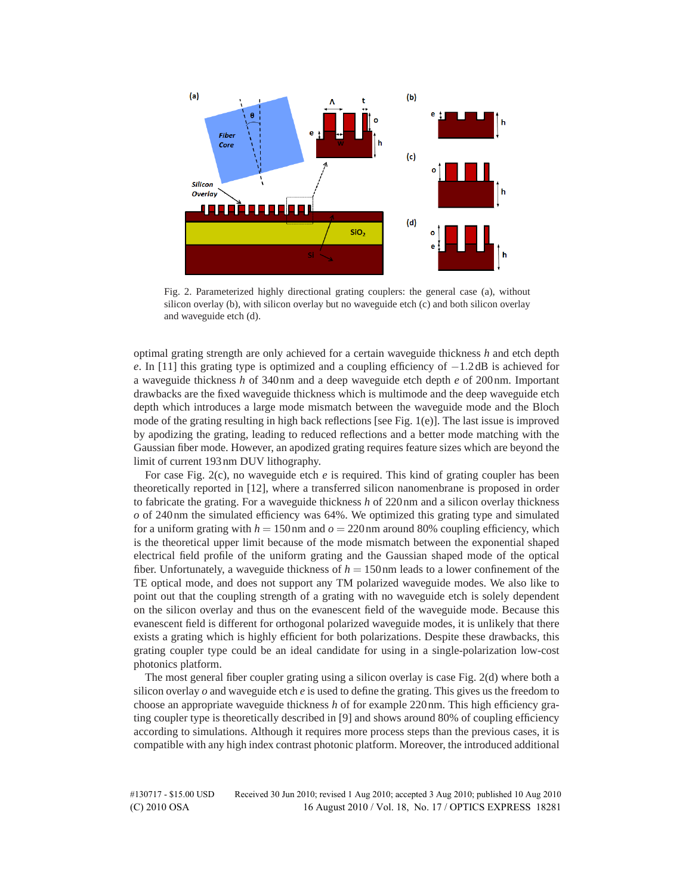Fig. 2. Parameterized highly directional grating couplers: the general case (a), without silicon overlay (b), with silicon overlay but no waveguide etch (c) and both silicon overlay and waveguide etch (d).

optimal grating strength are only achieved for a certain waveguide thickness $h$ and etch depth $e$. In [11] this grating type is optimized and a coupling efficiency of $-1.2\,\mathrm{dB}$ is achieved for a waveguide thickness $h$ of 340 nm and a deep waveguide etch depth $e$ of 200 nm. Important drawbacks are the fixed waveguide thickness which is multimode and the deep waveguide etch depth which introduces a large mode mismatch between the waveguide mode and the Bloch mode of the grating resulting in high back reflections [see Fig. 1(e)]. The last issue is improved by apodizing the grating, leading to reduced reflections and a better mode matching with the Gaussian fiber mode. However, an apodized grating requires feature sizes which are beyond the limit of current 193 nm DUV lithography.

For case Fig. 2(c), no waveguide etch $e$ is required. This kind of grating coupler has been theoretically reported in [12], where a transferred silicon nanomenbrane is proposed in order to fabricate the grating. For a waveguide thickness $h$ of 220 nm and a silicon overlay thickness $o$ of 240 nm the simulated efficiency was 64%. We optimized this grating type and simulated for a uniform grating with $h = 150\,\mathrm{nm}$ and $o = 220\,\mathrm{nm}$ around 80% coupling efficiency, which is the theoretical upper limit because of the mode mismatch between the exponential shaped electrical field profile of the uniform grating and the Gaussian shaped mode of the optical fiber. Unfortunately, a waveguide thickness of $h = 150\,\mathrm{nm}$ leads to a lower confinement of the TE optical mode, and does not support any TM polarized waveguide modes. We also like to point out that the coupling strength of a grating with no waveguide etch is solely dependent on the silicon overlay and thus on the evanescent field of the waveguide mode. Because this evanescent field is different for orthogonal polarized waveguide modes, it is unlikely that there exists a grating which is highly efficient for both polarizations. Despite these drawbacks, this grating coupler type could be an ideal candidate for using in a single-polarization low-cost photonics platform.

The most general fiber coupler grating using a silicon overlay is case Fig. 2(d) where both a silicon overlay $o$ and waveguide etch $e$ is used to define the grating. This gives us the freedom to choose an appropriate waveguide thickness $h$ of for example 220 nm. This high efficiency grating coupler type is theoretically described in [9] and shows around 80% of coupling efficiency according to simulations. Although it requires more process steps than the previous cases, it is compatible with any high index contrast photonic platform. Moreover, the introduced additional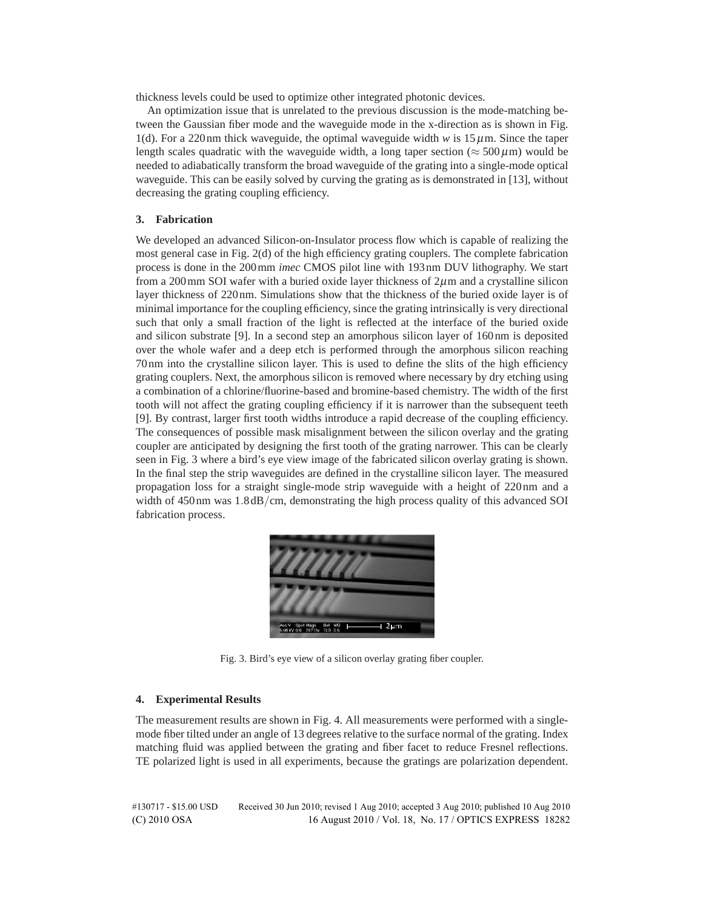thickness levels could be used to optimize other integrated photonic devices.

An optimization issue that is unrelated to the previous discussion is the mode-matching between the Gaussian fiber mode and the waveguide mode in the x-direction as is shown in Fig. 1(d). For a 220 nm thick waveguide, the optimal waveguide width $w$ is $15\,\mu$m. Since the taper length scales quadratic with the waveguide width, a long taper section ($\approx 500\,\mu$m) would be needed to adiabatically transform the broad waveguide of the grating into a single-mode optical waveguide. This can be easily solved by curving the grating as is demonstrated in [13], without decreasing the grating coupling efficiency.

### 3. Fabrication

We developed an advanced Silicon-on-Insulator process flow which is capable of realizing the most general case in Fig. 2(d) of the high efficiency grating couplers. The complete fabrication process is done in the 200 mm *imec* CMOS pilot line with 193 nm DUV lithography. We start from a 200 mm SOI wafer with a buried oxide layer thickness of $2\mu$m and a crystalline silicon layer thickness of 220 nm. Simulations show that the thickness of the buried oxide layer is of minimal importance for the coupling efficiency, since the grating intrinsically is very directional such that only a small fraction of the light is reflected at the interface of the buried oxide and silicon substrate [9]. In a second step an amorphous silicon layer of 160 nm is deposited over the whole wafer and a deep etch is performed through the amorphous silicon reaching 70 nm into the crystalline silicon layer. This is used to define the slits of the high efficiency grating couplers. Next, the amorphous silicon is removed where necessary by dry etching using a combination of a chlorine/fluorine-based and bromine-based chemistry. The width of the first tooth will not affect the grating coupling efficiency if it is narrower than the subsequent teeth [9]. By contrast, larger first tooth widths introduce a rapid decrease of the coupling efficiency. The consequences of possible mask misalignment between the silicon overlay and the grating coupler are anticipated by designing the first tooth of the grating narrower. This can be clearly seen in Fig. 3 where a bird's eye view image of the fabricated silicon overlay grating is shown. In the final step the strip waveguides are defined in the crystalline silicon layer. The measured propagation loss for a straight single-mode strip waveguide with a height of 220 nm and a width of 450 nm was 1.8 dB/cm, demonstrating the high process quality of this advanced SOI fabrication process.

Fig. 3. Bird's eye view of a silicon overlay grating fiber coupler.

### 4. Experimental Results

The measurement results are shown in Fig. 4. All measurements were performed with a single-mode fiber tilted under an angle of 13 degrees relative to the surface normal of the grating. Index matching fluid was applied between the grating and fiber facet to reduce Fresnel reflections. TE polarized light is used in all experiments, because the gratings are polarization dependent.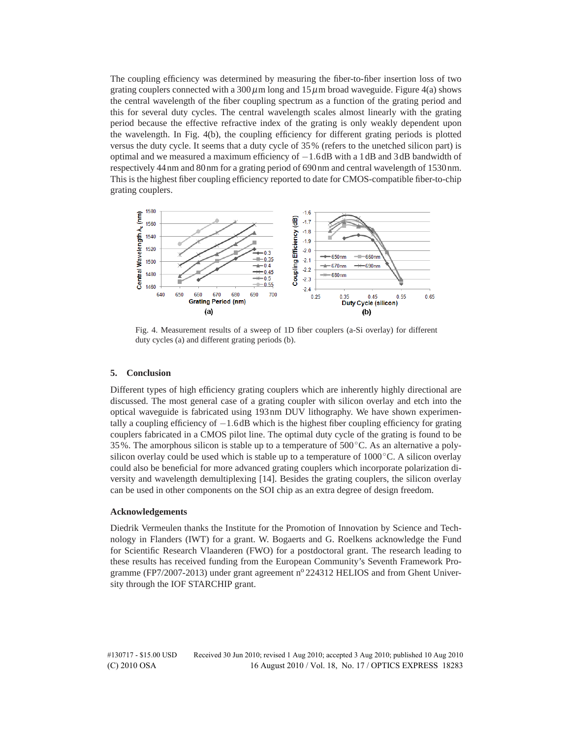The coupling efficiency was determined by measuring the fiber-to-fiber insertion loss of two grating couplers connected with a 300 $\mu$m long and 15 $\mu$m broad waveguide. Figure 4(a) shows the central wavelength of the fiber coupling spectrum as a function of the grating period and this for several duty cycles. The central wavelength scales almost linearly with the grating period because the effective refractive index of the grating is only weakly dependent upon the wavelength. In Fig. 4(b), the coupling efficiency for different grating periods is plotted versus the duty cycle. It seems that a duty cycle of 35% (refers to the unetched silicon part) is optimal and we measured a maximum efficiency of $-1.6$ dB with a 1 dB and 3 dB bandwidth of respectively 44 nm and 80 nm for a grating period of 690 nm and central wavelength of 1530 nm. This is the highest fiber coupling efficiency reported to date for CMOS-compatible fiber-to-chip grating couplers.

Central Wavelength $\lambda_c$ (nm)
1580
1560
1540
1520
1500
1480
1460
640 650 660 670 680 690 700
Grating Period (nm)
0.3
0.35
0.4
0.45
0.5
0.55
(a)

Coupling Efficiency (dB)
-1.6
-1.7
-1.8
-1.9
-2.0
-2.1
-2.2
-2.3
-2.4
0.25 0.35 0.45 0.55 0.65
Duty Cycle (silicon)
650nm
660nm
670nm
690nm
680nm
(b)

Fig. 4. Measurement results of a sweep of 1D fiber couplers (a-Si overlay) for different duty cycles (a) and different grating periods (b).

## 5. Conclusion

Different types of high efficiency grating couplers which are inherently highly directional are discussed. The most general case of a grating coupler with silicon overlay and etch into the optical waveguide is fabricated using 193 nm DUV lithography. We have shown experimentally a coupling efficiency of $-1.6$ dB which is the highest fiber coupling efficiency for grating couplers fabricated in a CMOS pilot line. The optimal duty cycle of the grating is found to be 35%. The amorphous silicon is stable up to a temperature of 500 $^\circ$C. As an alternative a polysilicon overlay could be used which is stable up to a temperature of 1000 $^\circ$C. A silicon overlay could also be beneficial for more advanced grating couplers which incorporate polarization diversity and wavelength demultiplexing [14]. Besides the grating couplers, the silicon overlay can be used in other components on the SOI chip as an extra degree of design freedom.

### Acknowledgements

Diedrik Vermeulen thanks the Institute for the Promotion of Innovation by Science and Technology in Flanders (IWT) for a grant. W. Bogaerts and G. Roelkens acknowledge the Fund for Scientific Research Vlaanderen (FWO) for a postdoctoral grant. The research leading to these results has received funding from the European Community's Seventh Framework Programme (FP7/2007-2013) under grant agreement n$^o$ 224312 HELIOS and from Ghent University through the IOF STARCHIP grant.